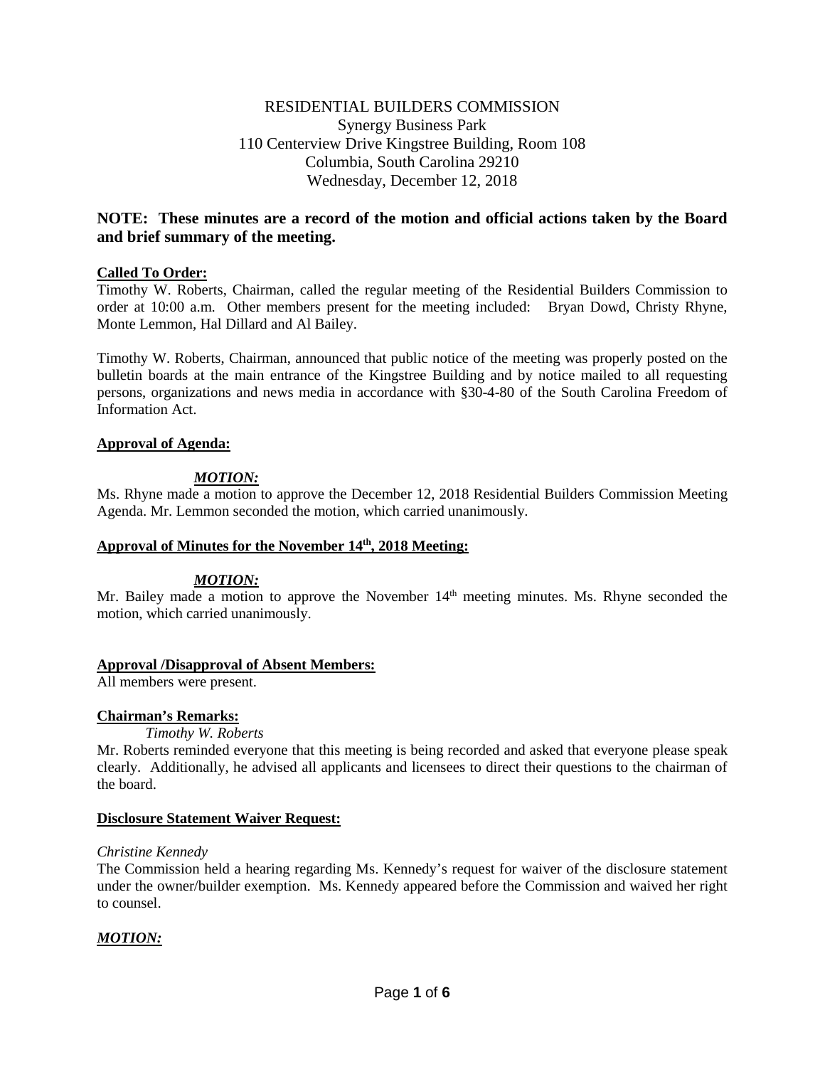RESIDENTIAL BUILDERS COMMISSION
Synergy Business Park
110 Centerview Drive Kingstree Building, Room 108
Columbia, South Carolina 29210
Wednesday, December 12, 2018

**NOTE: These minutes are a record of the motion and official actions taken by the Board and brief summary of the meeting.**

**Called To Order:**

Timothy W. Roberts, Chairman, called the regular meeting of the Residential Builders Commission to order at 10:00 a.m. Other members present for the meeting included: Bryan Dowd, Christy Rhyne, Monte Lemmon, Hal Dillard and Al Bailey.

Timothy W. Roberts, Chairman, announced that public notice of the meeting was properly posted on the bulletin boards at the main entrance of the Kingstree Building and by notice mailed to all requesting persons, organizations and news media in accordance with §30-4-80 of the South Carolina Freedom of Information Act.

**Approval of Agenda:**

***MOTION:***

Ms. Rhyne made a motion to approve the December 12, 2018 Residential Builders Commission Meeting Agenda. Mr. Lemmon seconded the motion, which carried unanimously.

**Approval of Minutes for the November 14th, 2018 Meeting:**

***MOTION:***

Mr. Bailey made a motion to approve the November 14th meeting minutes. Ms. Rhyne seconded the motion, which carried unanimously.

**Approval /Disapproval of Absent Members:**

All members were present.

**Chairman's Remarks:**

*Timothy W. Roberts*

Mr. Roberts reminded everyone that this meeting is being recorded and asked that everyone please speak clearly. Additionally, he advised all applicants and licensees to direct their questions to the chairman of the board.

**Disclosure Statement Waiver Request:**

*Christine Kennedy*

The Commission held a hearing regarding Ms. Kennedy's request for waiver of the disclosure statement under the owner/builder exemption. Ms. Kennedy appeared before the Commission and waived her right to counsel.

***MOTION:***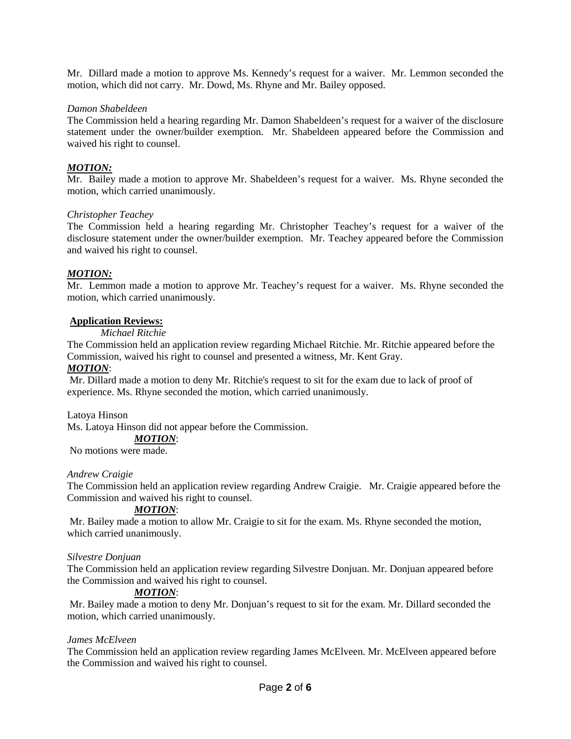Mr. Dillard made a motion to approve Ms. Kennedy's request for a waiver. Mr. Lemmon seconded the motion, which did not carry. Mr. Dowd, Ms. Rhyne and Mr. Bailey opposed.

*Damon Shabeldeen*

The Commission held a hearing regarding Mr. Damon Shabeldeen's request for a waiver of the disclosure statement under the owner/builder exemption. Mr. Shabeldeen appeared before the Commission and waived his right to counsel.

***MOTION:***

Mr. Bailey made a motion to approve Mr. Shabeldeen's request for a waiver. Ms. Rhyne seconded the motion, which carried unanimously.

*Christopher Teachey*

The Commission held a hearing regarding Mr. Christopher Teachey's request for a waiver of the disclosure statement under the owner/builder exemption. Mr. Teachey appeared before the Commission and waived his right to counsel.

***MOTION:***

Mr. Lemmon made a motion to approve Mr. Teachey's request for a waiver. Ms. Rhyne seconded the motion, which carried unanimously.

**Application Reviews:**

*Michael Ritchie*

The Commission held an application review regarding Michael Ritchie. Mr. Ritchie appeared before the Commission, waived his right to counsel and presented a witness, Mr. Kent Gray.

***MOTION***:

Mr. Dillard made a motion to deny Mr. Ritchie's request to sit for the exam due to lack of proof of experience. Ms. Rhyne seconded the motion, which carried unanimously.

Latoya Hinson

Ms. Latoya Hinson did not appear before the Commission.

***MOTION***:

No motions were made.

*Andrew Craigie*

The Commission held an application review regarding Andrew Craigie. Mr. Craigie appeared before the Commission and waived his right to counsel.

***MOTION***:

Mr. Bailey made a motion to allow Mr. Craigie to sit for the exam. Ms. Rhyne seconded the motion, which carried unanimously.

*Silvestre Donjuan*

The Commission held an application review regarding Silvestre Donjuan. Mr. Donjuan appeared before the Commission and waived his right to counsel.

***MOTION***:

Mr. Bailey made a motion to deny Mr. Donjuan's request to sit for the exam. Mr. Dillard seconded the motion, which carried unanimously.

*James McElveen*

The Commission held an application review regarding James McElveen. Mr. McElveen appeared before the Commission and waived his right to counsel.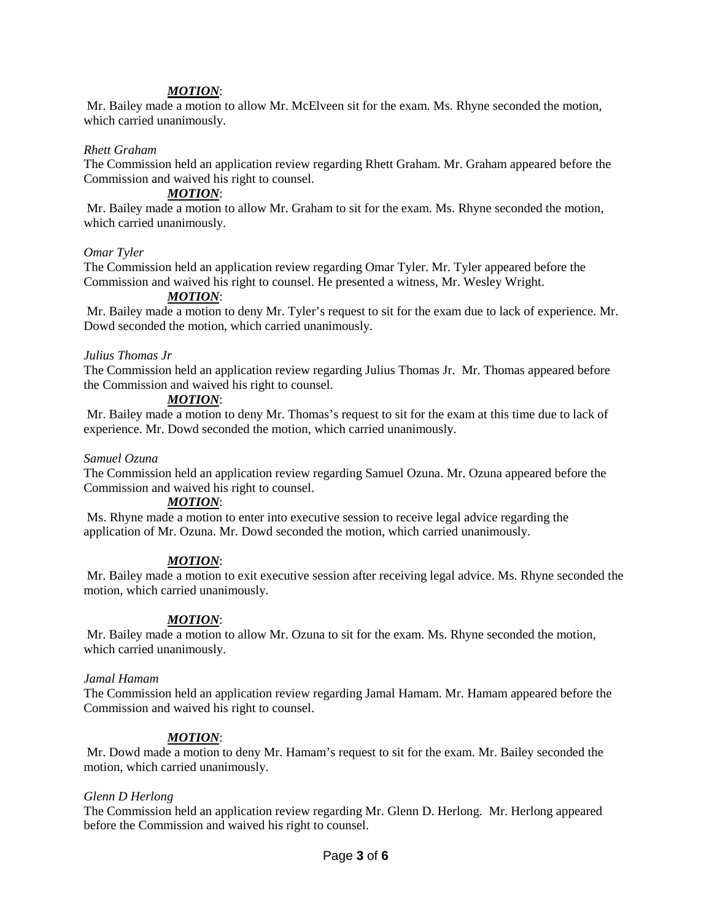***MOTION***:

Mr. Bailey made a motion to allow Mr. McElveen sit for the exam. Ms. Rhyne seconded the motion, which carried unanimously.

*Rhett Graham*

The Commission held an application review regarding Rhett Graham. Mr. Graham appeared before the Commission and waived his right to counsel.

***MOTION***:

Mr. Bailey made a motion to allow Mr. Graham to sit for the exam. Ms. Rhyne seconded the motion, which carried unanimously.

*Omar Tyler*

The Commission held an application review regarding Omar Tyler. Mr. Tyler appeared before the Commission and waived his right to counsel. He presented a witness, Mr. Wesley Wright.

***MOTION***:

Mr. Bailey made a motion to deny Mr. Tyler's request to sit for the exam due to lack of experience. Mr. Dowd seconded the motion, which carried unanimously.

*Julius Thomas Jr*

The Commission held an application review regarding Julius Thomas Jr. Mr. Thomas appeared before the Commission and waived his right to counsel.

***MOTION***:

Mr. Bailey made a motion to deny Mr. Thomas's request to sit for the exam at this time due to lack of experience. Mr. Dowd seconded the motion, which carried unanimously.

*Samuel Ozuna*

The Commission held an application review regarding Samuel Ozuna. Mr. Ozuna appeared before the Commission and waived his right to counsel.

***MOTION***:

Ms. Rhyne made a motion to enter into executive session to receive legal advice regarding the application of Mr. Ozuna. Mr. Dowd seconded the motion, which carried unanimously.

***MOTION***:

Mr. Bailey made a motion to exit executive session after receiving legal advice. Ms. Rhyne seconded the motion, which carried unanimously.

***MOTION***:

Mr. Bailey made a motion to allow Mr. Ozuna to sit for the exam. Ms. Rhyne seconded the motion, which carried unanimously.

*Jamal Hamam*

The Commission held an application review regarding Jamal Hamam. Mr. Hamam appeared before the Commission and waived his right to counsel.

***MOTION***:

Mr. Dowd made a motion to deny Mr. Hamam's request to sit for the exam. Mr. Bailey seconded the motion, which carried unanimously.

*Glenn D Herlong*

The Commission held an application review regarding Mr. Glenn D. Herlong. Mr. Herlong appeared before the Commission and waived his right to counsel.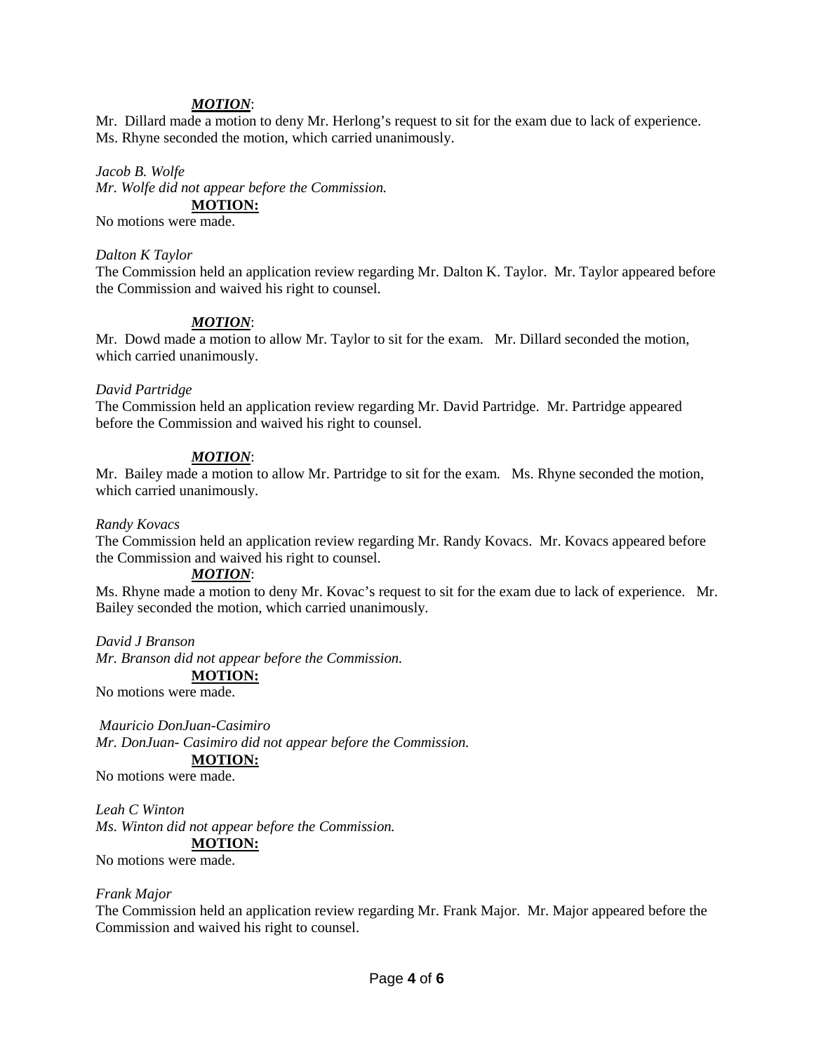***MOTION***:

Mr. Dillard made a motion to deny Mr. Herlong's request to sit for the exam due to lack of experience. Ms. Rhyne seconded the motion, which carried unanimously.

*Jacob B. Wolfe*

*Mr. Wolfe did not appear before the Commission.*

**MOTION:**

No motions were made.

*Dalton K Taylor*

The Commission held an application review regarding Mr. Dalton K. Taylor. Mr. Taylor appeared before the Commission and waived his right to counsel.

***MOTION***:

Mr. Dowd made a motion to allow Mr. Taylor to sit for the exam. Mr. Dillard seconded the motion, which carried unanimously.

*David Partridge*

The Commission held an application review regarding Mr. David Partridge. Mr. Partridge appeared before the Commission and waived his right to counsel.

***MOTION***:

Mr. Bailey made a motion to allow Mr. Partridge to sit for the exam. Ms. Rhyne seconded the motion, which carried unanimously.

*Randy Kovacs*

The Commission held an application review regarding Mr. Randy Kovacs. Mr. Kovacs appeared before the Commission and waived his right to counsel.

***MOTION***:

Ms. Rhyne made a motion to deny Mr. Kovac's request to sit for the exam due to lack of experience. Mr. Bailey seconded the motion, which carried unanimously.

*David J Branson*

*Mr. Branson did not appear before the Commission.*

**MOTION:**

No motions were made.

*Mauricio DonJuan-Casimiro*

*Mr. DonJuan- Casimiro did not appear before the Commission.*

**MOTION:**

No motions were made.

*Leah C Winton*

*Ms. Winton did not appear before the Commission.*

**MOTION:**

No motions were made.

*Frank Major*

The Commission held an application review regarding Mr. Frank Major. Mr. Major appeared before the Commission and waived his right to counsel.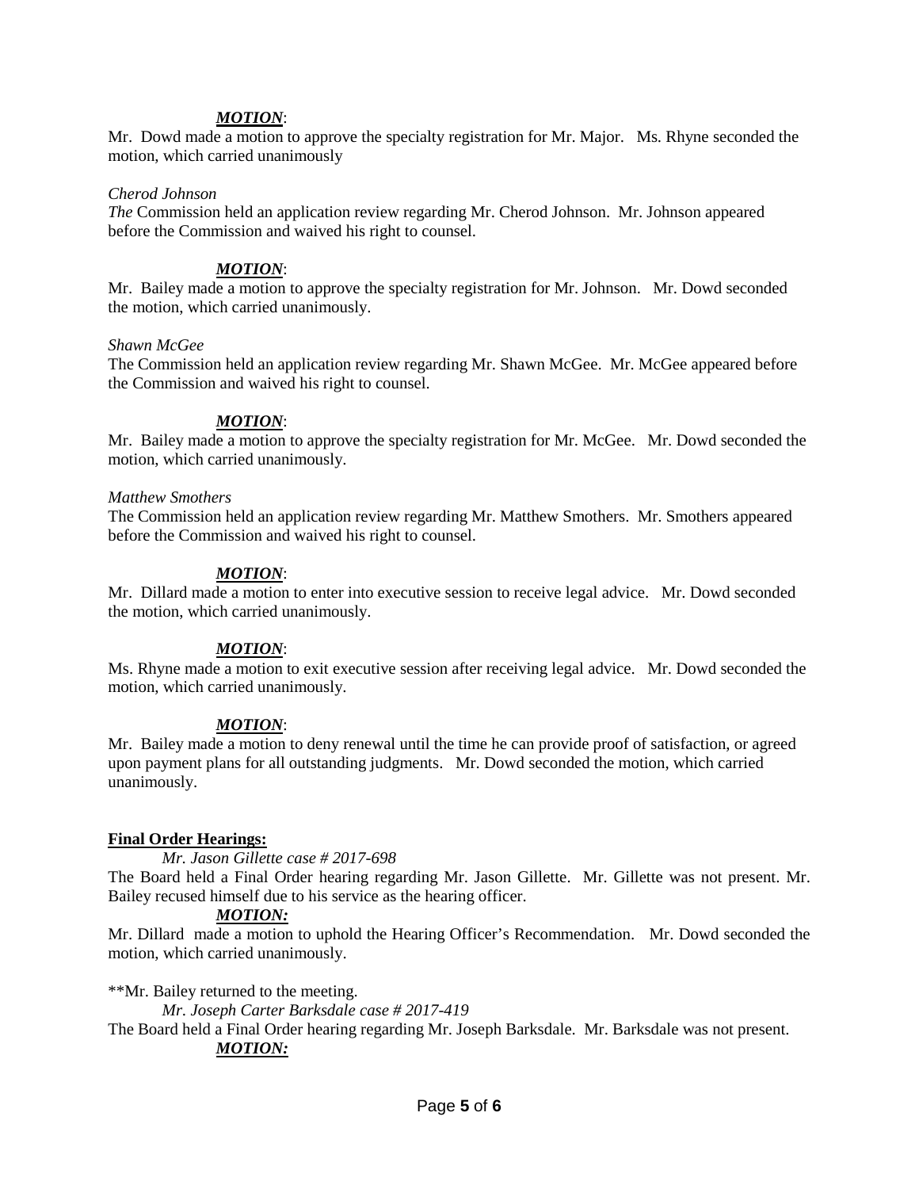***MOTION***:

Mr. Dowd made a motion to approve the specialty registration for Mr. Major. Ms. Rhyne seconded the motion, which carried unanimously

*Cherod Johnson*

*The* Commission held an application review regarding Mr. Cherod Johnson. Mr. Johnson appeared before the Commission and waived his right to counsel.

***MOTION***:

Mr. Bailey made a motion to approve the specialty registration for Mr. Johnson. Mr. Dowd seconded the motion, which carried unanimously.

*Shawn McGee*

The Commission held an application review regarding Mr. Shawn McGee. Mr. McGee appeared before the Commission and waived his right to counsel.

***MOTION***:

Mr. Bailey made a motion to approve the specialty registration for Mr. McGee. Mr. Dowd seconded the motion, which carried unanimously.

*Matthew Smothers*

The Commission held an application review regarding Mr. Matthew Smothers. Mr. Smothers appeared before the Commission and waived his right to counsel.

***MOTION***:

Mr. Dillard made a motion to enter into executive session to receive legal advice. Mr. Dowd seconded the motion, which carried unanimously.

***MOTION***:

Ms. Rhyne made a motion to exit executive session after receiving legal advice. Mr. Dowd seconded the motion, which carried unanimously.

***MOTION***:

Mr. Bailey made a motion to deny renewal until the time he can provide proof of satisfaction, or agreed upon payment plans for all outstanding judgments. Mr. Dowd seconded the motion, which carried unanimously.

**Final Order Hearings:**

*Mr. Jason Gillette case # 2017-698*

The Board held a Final Order hearing regarding Mr. Jason Gillette. Mr. Gillette was not present. Mr. Bailey recused himself due to his service as the hearing officer.

***MOTION:***

Mr. Dillard made a motion to uphold the Hearing Officer's Recommendation. Mr. Dowd seconded the motion, which carried unanimously.

**Mr. Bailey returned to the meeting.

*Mr. Joseph Carter Barksdale case # 2017-419*

The Board held a Final Order hearing regarding Mr. Joseph Barksdale. Mr. Barksdale was not present.

***MOTION:***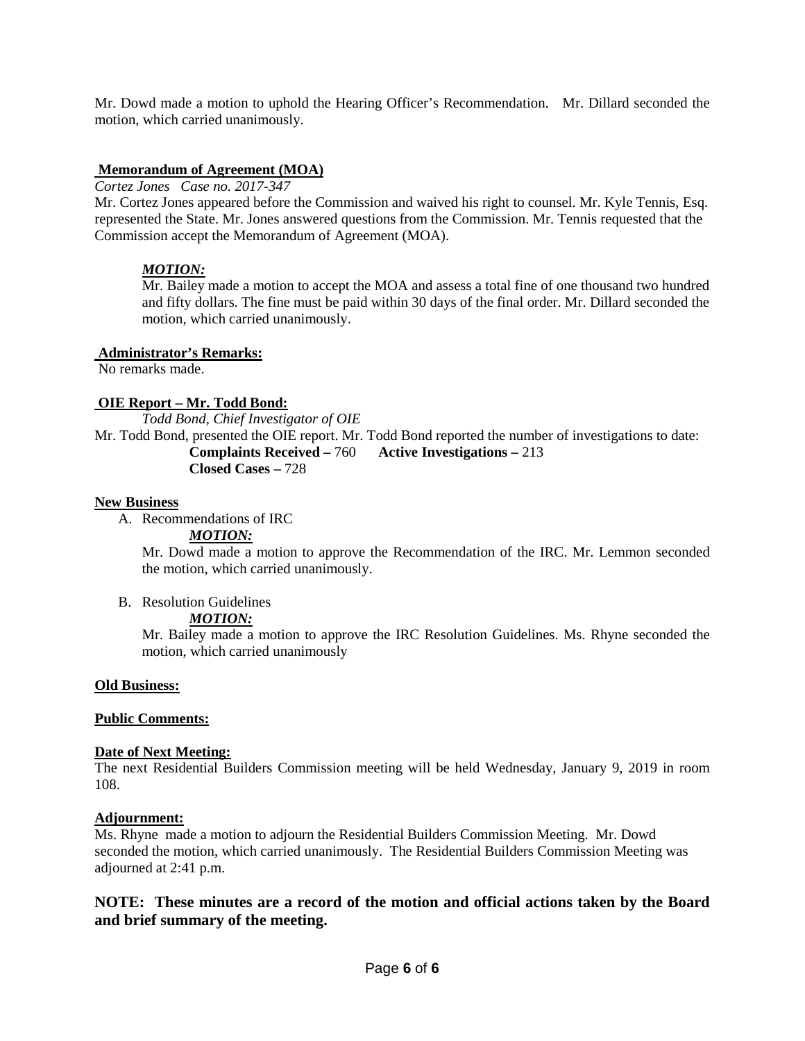Mr. Dowd made a motion to uphold the Hearing Officer's Recommendation. Mr. Dillard seconded the motion, which carried unanimously.

## Memorandum of Agreement (MOA)

*Cortez Jones Case no. 2017-347*

Mr. Cortez Jones appeared before the Commission and waived his right to counsel. Mr. Kyle Tennis, Esq. represented the State. Mr. Jones answered questions from the Commission. Mr. Tennis requested that the Commission accept the Memorandum of Agreement (MOA).

***MOTION:***

Mr. Bailey made a motion to accept the MOA and assess a total fine of one thousand two hundred and fifty dollars. The fine must be paid within 30 days of the final order. Mr. Dillard seconded the motion, which carried unanimously.

## Administrator's Remarks:

No remarks made.

## OIE Report – Mr. Todd Bond:

*Todd Bond, Chief Investigator of OIE*

Mr. Todd Bond, presented the OIE report. Mr. Todd Bond reported the number of investigations to date:

**Complaints Received –** 760 **Active Investigations –** 213
**Closed Cases –** 728

## New Business

A. Recommendations of IRC

***MOTION:***

Mr. Dowd made a motion to approve the Recommendation of the IRC. Mr. Lemmon seconded the motion, which carried unanimously.

B. Resolution Guidelines

***MOTION:***

Mr. Bailey made a motion to approve the IRC Resolution Guidelines. Ms. Rhyne seconded the motion, which carried unanimously

## Old Business:

## Public Comments:

## Date of Next Meeting:

The next Residential Builders Commission meeting will be held Wednesday, January 9, 2019 in room 108.

## Adjournment:

Ms. Rhyne made a motion to adjourn the Residential Builders Commission Meeting. Mr. Dowd seconded the motion, which carried unanimously. The Residential Builders Commission Meeting was adjourned at 2:41 p.m.

**NOTE: These minutes are a record of the motion and official actions taken by the Board and brief summary of the meeting.**